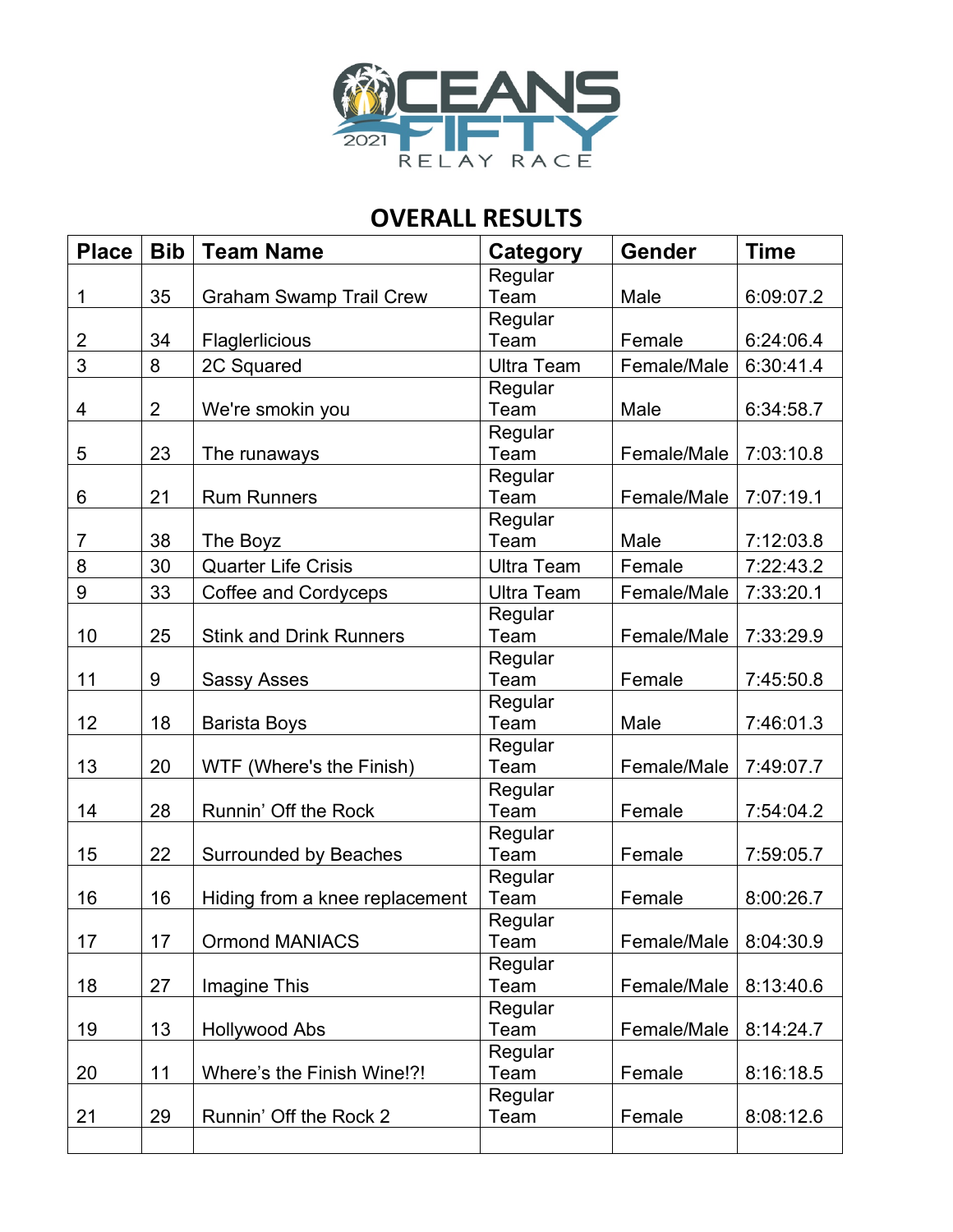# OVERALL RESULTS

| Place | Bib | Team Name | Category | Gender | Time |
|---|---|---|---|---|---|
| 1 | 35 | Graham Swamp Trail Crew | Regular Team | Male | 6:09:07.2 |
| 2 | 34 | Flaglerlicious | Regular Team | Female | 6:24:06.4 |
| 3 | 8 | 2C Squared | Ultra Team | Female/Male | 6:30:41.4 |
| 4 | 2 | We're smokin you | Regular Team | Male | 6:34:58.7 |
| 5 | 23 | The runaways | Regular Team | Female/Male | 7:03:10.8 |
| 6 | 21 | Rum Runners | Regular Team | Female/Male | 7:07:19.1 |
| 7 | 38 | The Boyz | Regular Team | Male | 7:12:03.8 |
| 8 | 30 | Quarter Life Crisis | Ultra Team | Female | 7:22:43.2 |
| 9 | 33 | Coffee and Cordyceps | Ultra Team | Female/Male | 7:33:20.1 |
| 10 | 25 | Stink and Drink Runners | Regular Team | Female/Male | 7:33:29.9 |
| 11 | 9 | Sassy Asses | Regular Team | Female | 7:45:50.8 |
| 12 | 18 | Barista Boys | Regular Team | Male | 7:46:01.3 |
| 13 | 20 | WTF (Where's the Finish) | Regular Team | Female/Male | 7:49:07.7 |
| 14 | 28 | Runnin' Off the Rock | Regular Team | Female | 7:54:04.2 |
| 15 | 22 | Surrounded by Beaches | Regular Team | Female | 7:59:05.7 |
| 16 | 16 | Hiding from a knee replacement | Regular Team | Female | 8:00:26.7 |
| 17 | 17 | Ormond MANIACS | Regular Team | Female/Male | 8:04:30.9 |
| 18 | 27 | Imagine This | Regular Team | Female/Male | 8:13:40.6 |
| 19 | 13 | Hollywood Abs | Regular Team | Female/Male | 8:14:24.7 |
| 20 | 11 | Where's the Finish Wine!?! | Regular Team | Female | 8:16:18.5 |
| 21 | 29 | Runnin' Off the Rock 2 | Regular Team | Female | 8:08:12.6 |
| | | | | | |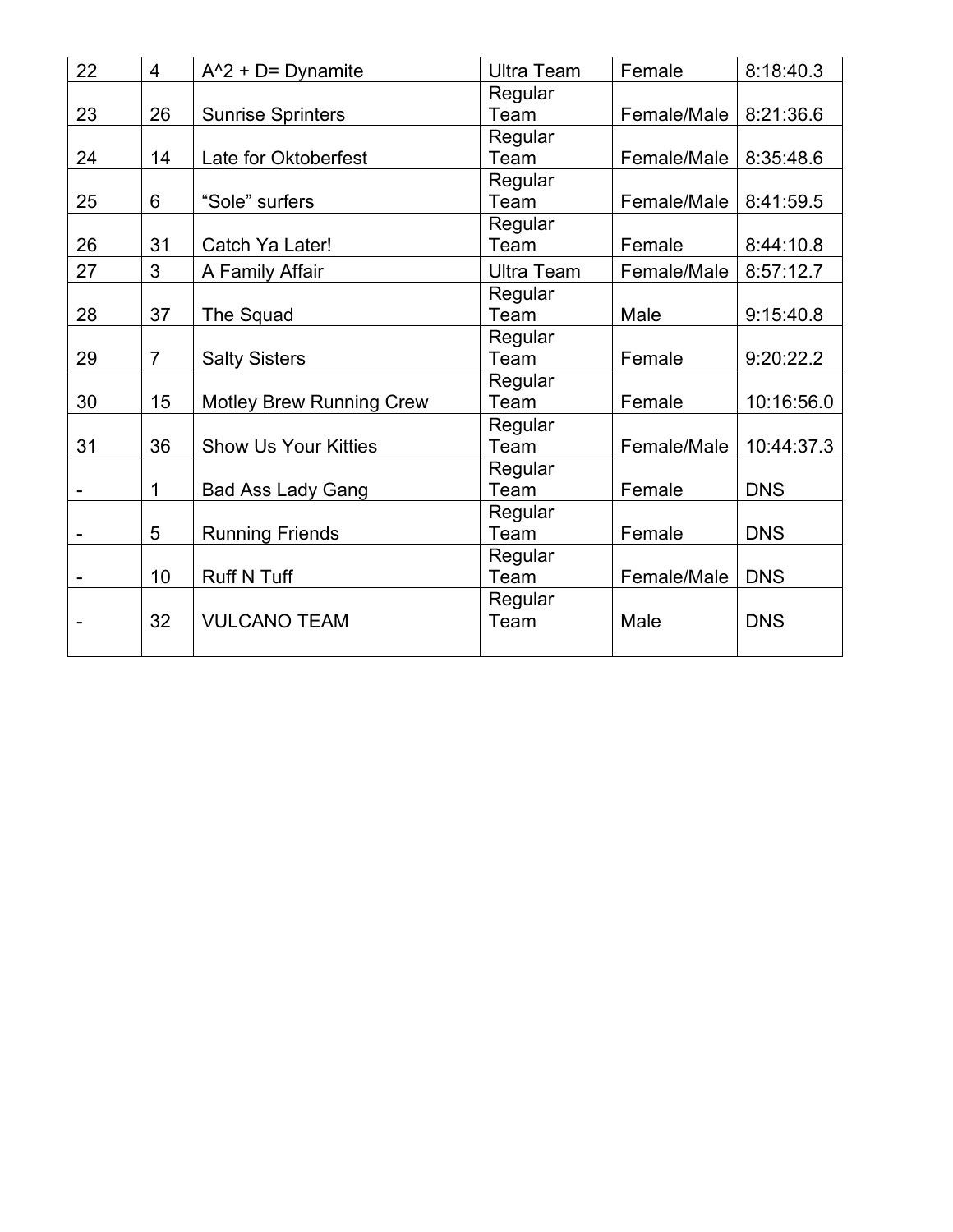| 22 | 4 | A^2 + D= Dynamite | Ultra Team | Female | 8:18:40.3 |
|---|---|---|---|---|---|
| 23 | 26 | Sunrise Sprinters | Regular Team | Female/Male | 8:21:36.6 |
| 24 | 14 | Late for Oktoberfest | Regular Team | Female/Male | 8:35:48.6 |
| 25 | 6 | “Sole” surfers | Regular Team | Female/Male | 8:41:59.5 |
| 26 | 31 | Catch Ya Later! | Regular Team | Female | 8:44:10.8 |
| 27 | 3 | A Family Affair | Ultra Team | Female/Male | 8:57:12.7 |
| 28 | 37 | The Squad | Regular Team | Male | 9:15:40.8 |
| 29 | 7 | Salty Sisters | Regular Team | Female | 9:20:22.2 |
| 30 | 15 | Motley Brew Running Crew | Regular Team | Female | 10:16:56.0 |
| 31 | 36 | Show Us Your Kitties | Regular Team | Female/Male | 10:44:37.3 |
| - | 1 | Bad Ass Lady Gang | Regular Team | Female | DNS |
| - | 5 | Running Friends | Regular Team | Female | DNS |
| - | 10 | Ruff N Tuff | Regular Team | Female/Male | DNS |
| - | 32 | VULCANO TEAM | Regular Team | Male | DNS |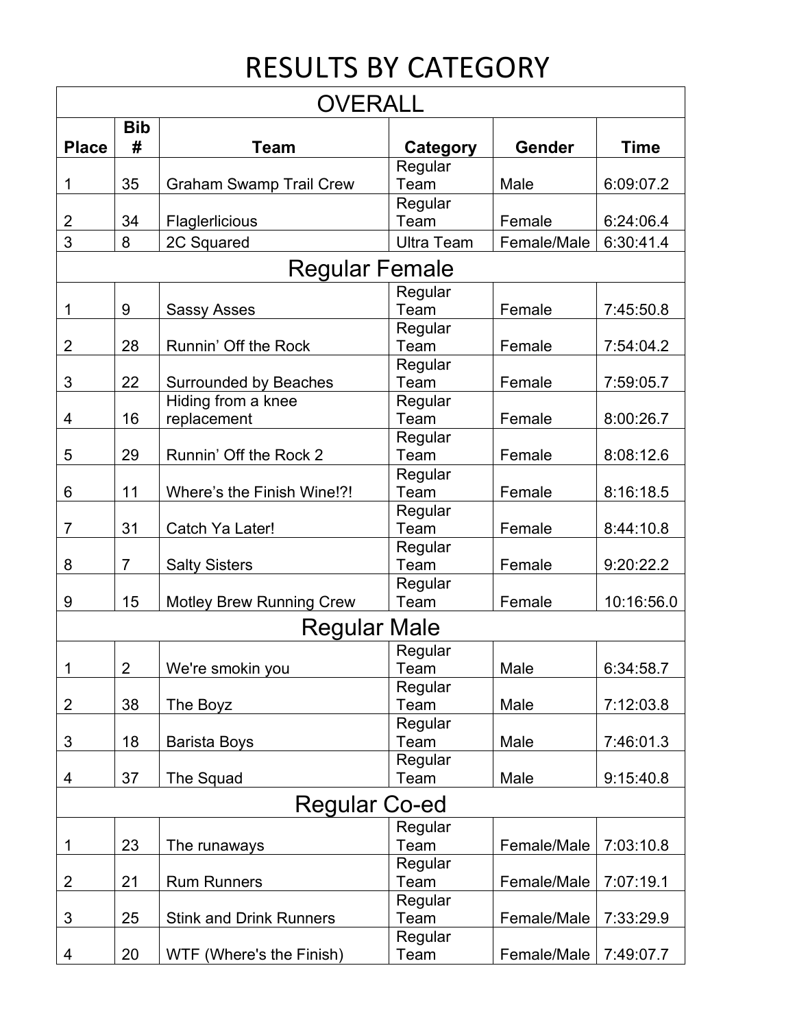# RESULTS BY CATEGORY

## OVERALL

| Place | Bib # | Team | Category | Gender | Time |
|---|---|---|---|---|---|
| 1 | 35 | Graham Swamp Trail Crew | Regular Team | Male | 6:09:07.2 |
| 2 | 34 | Flaglerlicious | Regular Team | Female | 6:24:06.4 |
| 3 | 8 | 2C Squared | Ultra Team | Female/Male | 6:30:41.4 |

## Regular Female

| Place | Bib # | Team | Category | Gender | Time |
|---|---|---|---|---|---|
| 1 | 9 | Sassy Asses | Regular Team | Female | 7:45:50.8 |
| 2 | 28 | Runnin’ Off the Rock | Regular Team | Female | 7:54:04.2 |
| 3 | 22 | Surrounded by Beaches | Regular Team | Female | 7:59:05.7 |
| 4 | 16 | Hiding from a knee replacement | Regular Team | Female | 8:00:26.7 |
| 5 | 29 | Runnin’ Off the Rock 2 | Regular Team | Female | 8:08:12.6 |
| 6 | 11 | Where’s the Finish Wine!?! | Regular Team | Female | 8:16:18.5 |
| 7 | 31 | Catch Ya Later! | Regular Team | Female | 8:44:10.8 |
| 8 | 7 | Salty Sisters | Regular Team | Female | 9:20:22.2 |
| 9 | 15 | Motley Brew Running Crew | Regular Team | Female | 10:16:56.0 |

## Regular Male

| Place | Bib # | Team | Category | Gender | Time |
|---|---|---|---|---|---|
| 1 | 2 | We're smokin you | Regular Team | Male | 6:34:58.7 |
| 2 | 38 | The Boyz | Regular Team | Male | 7:12:03.8 |
| 3 | 18 | Barista Boys | Regular Team | Male | 7:46:01.3 |
| 4 | 37 | The Squad | Regular Team | Male | 9:15:40.8 |

## Regular Co-ed

| Place | Bib # | Team | Category | Gender | Time |
|---|---|---|---|---|---|
| 1 | 23 | The runaways | Regular Team | Female/Male | 7:03:10.8 |
| 2 | 21 | Rum Runners | Regular Team | Female/Male | 7:07:19.1 |
| 3 | 25 | Stink and Drink Runners | Regular Team | Female/Male | 7:33:29.9 |
| 4 | 20 | WTF (Where's the Finish) | Regular Team | Female/Male | 7:49:07.7 |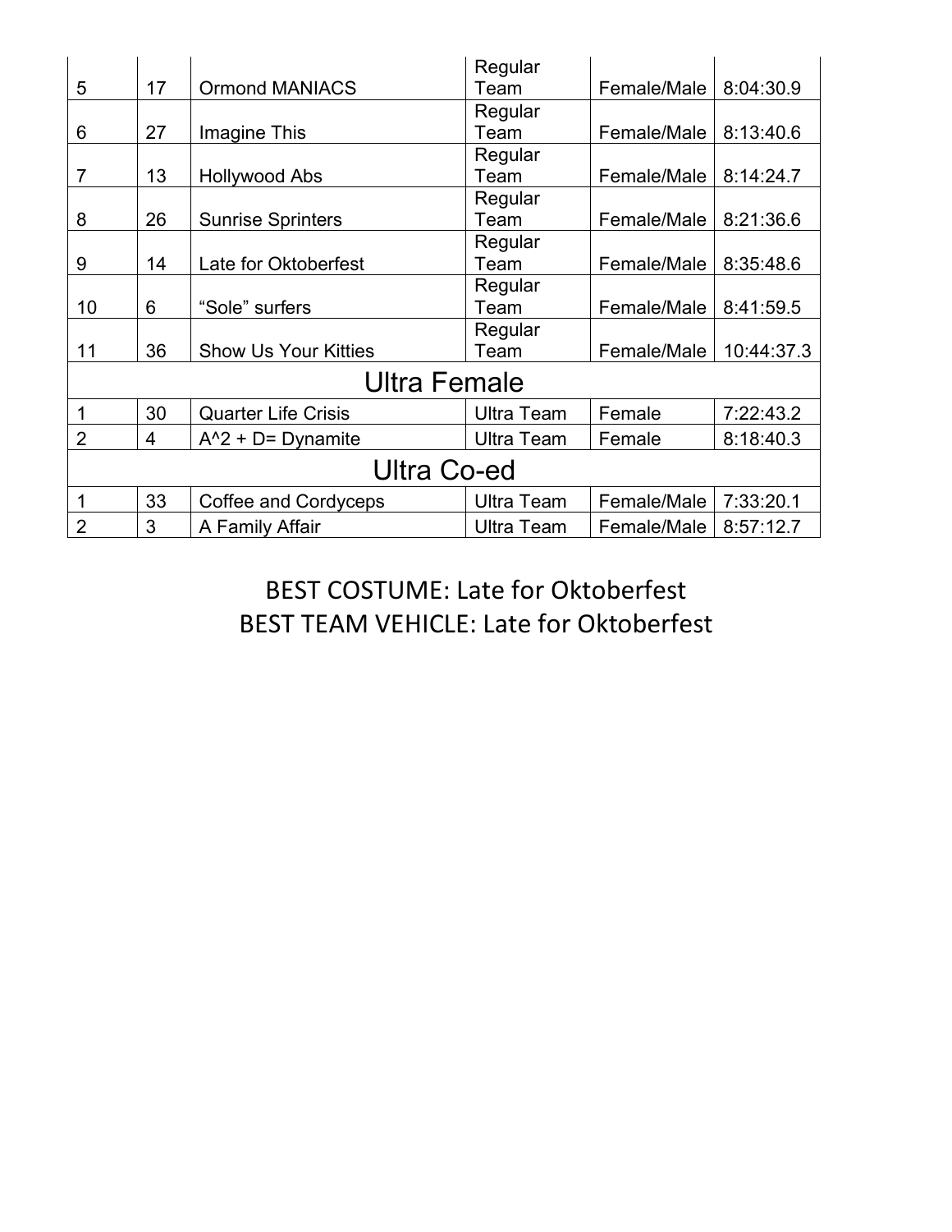| | | | | | |
|---|---|---|---|---|---|
| 5 | 17 | Ormond MANIACS | Regular Team | Female/Male | 8:04:30.9 |
| 6 | 27 | Imagine This | Regular Team | Female/Male | 8:13:40.6 |
| 7 | 13 | Hollywood Abs | Regular Team | Female/Male | 8:14:24.7 |
| 8 | 26 | Sunrise Sprinters | Regular Team | Female/Male | 8:21:36.6 |
| 9 | 14 | Late for Oktoberfest | Regular Team | Female/Male | 8:35:48.6 |
| 10 | 6 | “Sole” surfers | Regular Team | Female/Male | 8:41:59.5 |
| 11 | 36 | Show Us Your Kitties | Regular Team | Female/Male | 10:44:37.3 |
| **Ultra Female** | | | | | |
| 1 | 30 | Quarter Life Crisis | Ultra Team | Female | 7:22:43.2 |
| 2 | 4 | A^2 + D= Dynamite | Ultra Team | Female | 8:18:40.3 |
| **Ultra Co-ed** | | | | | |
| 1 | 33 | Coffee and Cordyceps | Ultra Team | Female/Male | 7:33:20.1 |
| 2 | 3 | A Family Affair | Ultra Team | Female/Male | 8:57:12.7 |

BEST COSTUME: Late for Oktoberfest
BEST TEAM VEHICLE: Late for Oktoberfest